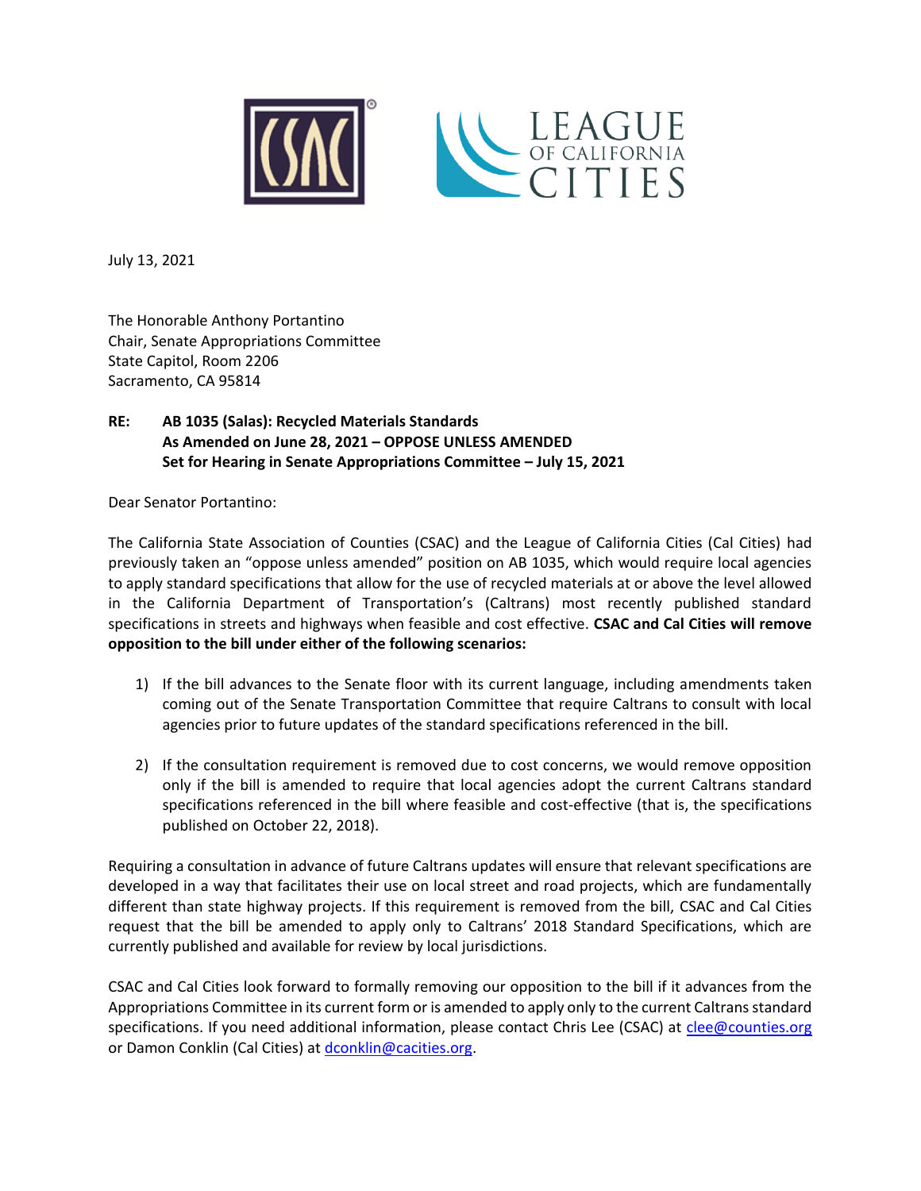July 13, 2021

The Honorable Anthony Portantino
Chair, Senate Appropriations Committee
State Capitol, Room 2206
Sacramento, CA 95814

**RE: AB 1035 (Salas): Recycled Materials Standards**
**As Amended on June 28, 2021 – OPPOSE UNLESS AMENDED**
**Set for Hearing in Senate Appropriations Committee – July 15, 2021**

Dear Senator Portantino:

The California State Association of Counties (CSAC) and the League of California Cities (Cal Cities) had previously taken an "oppose unless amended" position on AB 1035, which would require local agencies to apply standard specifications that allow for the use of recycled materials at or above the level allowed in the California Department of Transportation's (Caltrans) most recently published standard specifications in streets and highways when feasible and cost effective. **CSAC and Cal Cities will remove opposition to the bill under either of the following scenarios:**

1) If the bill advances to the Senate floor with its current language, including amendments taken coming out of the Senate Transportation Committee that require Caltrans to consult with local agencies prior to future updates of the standard specifications referenced in the bill.

2) If the consultation requirement is removed due to cost concerns, we would remove opposition only if the bill is amended to require that local agencies adopt the current Caltrans standard specifications referenced in the bill where feasible and cost-effective (that is, the specifications published on October 22, 2018).

Requiring a consultation in advance of future Caltrans updates will ensure that relevant specifications are developed in a way that facilitates their use on local street and road projects, which are fundamentally different than state highway projects. If this requirement is removed from the bill, CSAC and Cal Cities request that the bill be amended to apply only to Caltrans' 2018 Standard Specifications, which are currently published and available for review by local jurisdictions.

CSAC and Cal Cities look forward to formally removing our opposition to the bill if it advances from the Appropriations Committee in its current form or is amended to apply only to the current Caltrans standard specifications. If you need additional information, please contact Chris Lee (CSAC) at clee@counties.org or Damon Conklin (Cal Cities) at dconklin@cacities.org.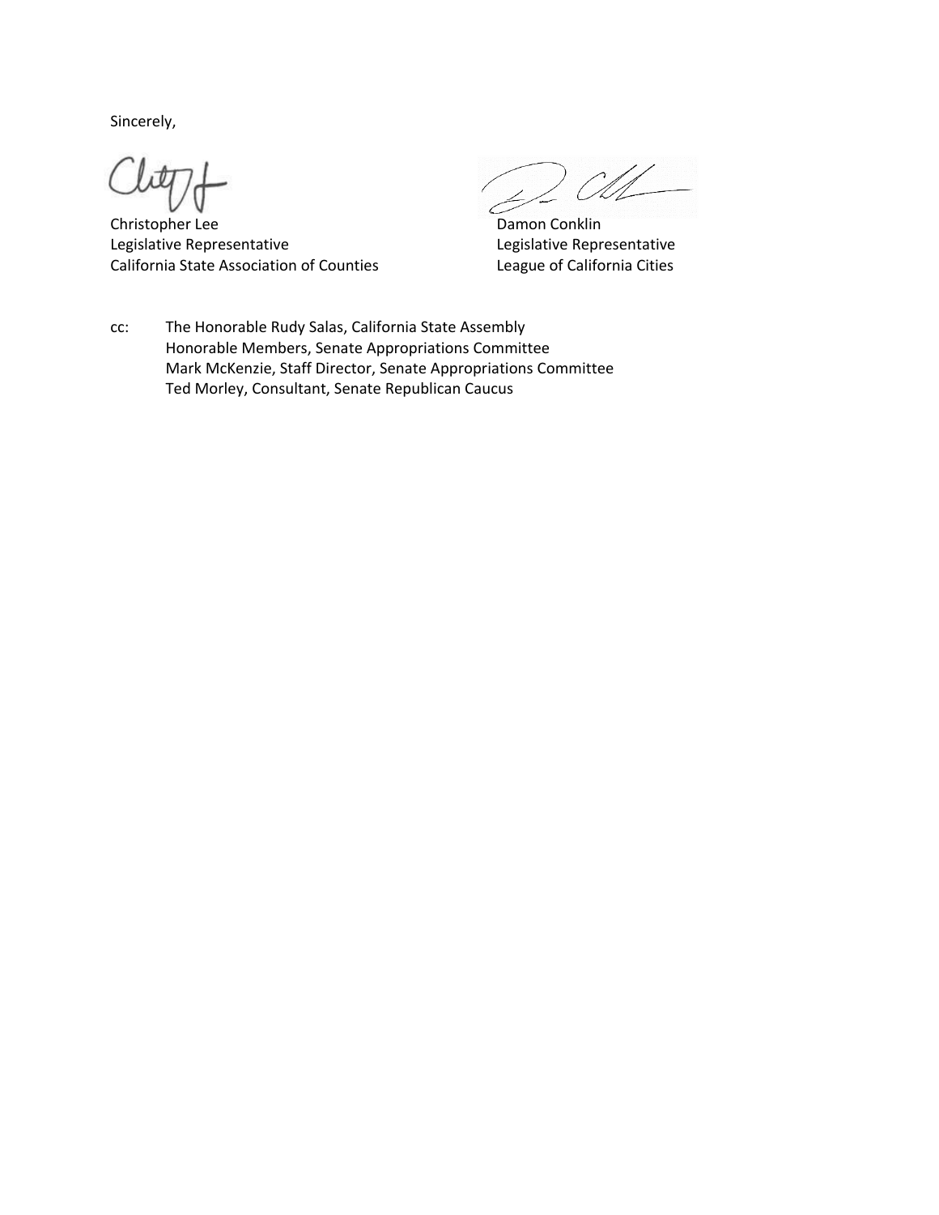Sincerely,

Christopher Lee
Legislative Representative
California State Association of Counties

Damon Conklin
Legislative Representative
League of California Cities

cc: The Honorable Rudy Salas, California State Assembly
Honorable Members, Senate Appropriations Committee
Mark McKenzie, Staff Director, Senate Appropriations Committee
Ted Morley, Consultant, Senate Republican Caucus